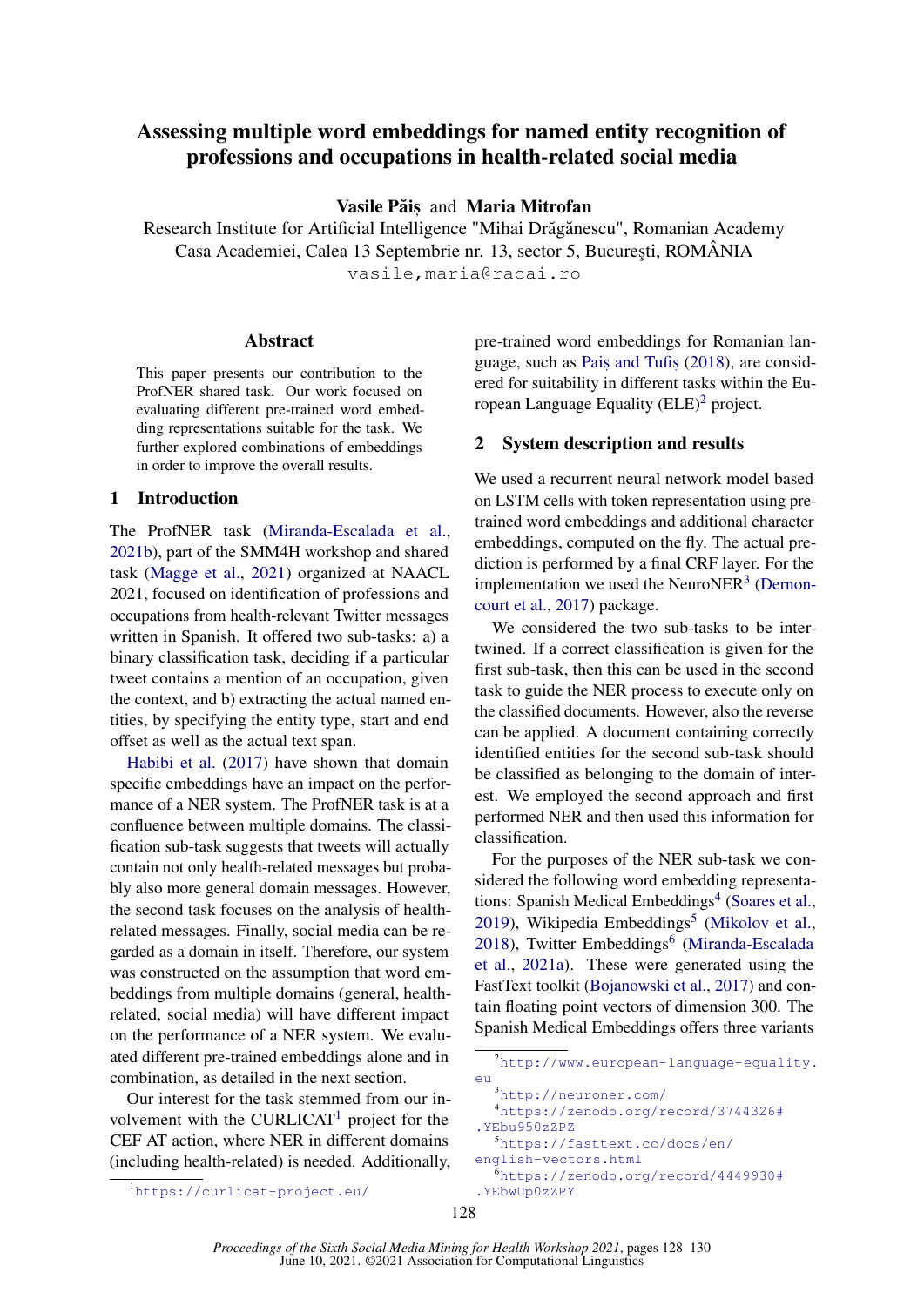# Assessing multiple word embeddings for named entity recognition of professions and occupations in health-related social media

**Vasile Păiș** and **Maria Mitrofan**

Research Institute for Artificial Intelligence "Mihai Drăgănescu", Romanian Academy
Casa Academiei, Calea 13 Septembrie nr. 13, sector 5, Bucureşti, ROMÂNIA
vasile,maria@racai.ro

## Abstract

This paper presents our contribution to the ProfNER shared task. Our work focused on evaluating different pre-trained word embedding representations suitable for the task. We further explored combinations of embeddings in order to improve the overall results.

## 1 Introduction

The ProfNER task (Miranda-Escalada et al., 2021b), part of the SMM4H workshop and shared task (Magge et al., 2021) organized at NAACL 2021, focused on identification of professions and occupations from health-relevant Twitter messages written in Spanish. It offered two sub-tasks: a) a binary classification task, deciding if a particular tweet contains a mention of an occupation, given the context, and b) extracting the actual named entities, by specifying the entity type, start and end offset as well as the actual text span.

Habibi et al. (2017) have shown that domain specific embeddings have an impact on the performance of a NER system. The ProfNER task is at a confluence between multiple domains. The classification sub-task suggests that tweets will actually contain not only health-related messages but probably also more general domain messages. However, the second task focuses on the analysis of health-related messages. Finally, social media can be regarded as a domain in itself. Therefore, our system was constructed on the assumption that word embeddings from multiple domains (general, health-related, social media) will have different impact on the performance of a NER system. We evaluated different pre-trained embeddings alone and in combination, as detailed in the next section.

Our interest for the task stemmed from our involvement with the CURLICAT[1] project for the CEF AT action, where NER in different domains (including health-related) is needed. Additionally, pre-trained word embeddings for Romanian language, such as Păiș and Tufiș (2018), are considered for suitability in different tasks within the European Language Equality (ELE)[2] project.

## 2 System description and results

We used a recurrent neural network model based on LSTM cells with token representation using pre-trained word embeddings and additional character embeddings, computed on the fly. The actual prediction is performed by a final CRF layer. For the implementation we used the NeuroNER[3] (Dernoncourt et al., 2017) package.

We considered the two sub-tasks to be intertwined. If a correct classification is given for the first sub-task, then this can be used in the second task to guide the NER process to execute only on the classified documents. However, also the reverse can be applied. A document containing correctly identified entities for the second sub-task should be classified as belonging to the domain of interest. We employed the second approach and first performed NER and then used this information for classification.

For the purposes of the NER sub-task we considered the following word embedding representations: Spanish Medical Embeddings[4] (Soares et al., 2019), Wikipedia Embeddings[5] (Mikolov et al., 2018), Twitter Embeddings[6] (Miranda-Escalada et al., 2021a). These were generated using the FastText toolkit (Bojanowski et al., 2017) and contain floating point vectors of dimension 300. The Spanish Medical Embeddings offers three variants

[1] https://curlicat-project.eu/

[2] http://www.european-language-equality.eu

[3] http://neuroner.com/

[4] https://zenodo.org/record/3744326#.YEbu950zZPZ

[5] https://fasttext.cc/docs/en/english-vectors.html

[6] https://zenodo.org/record/4449930#.YEbwUp0zZPY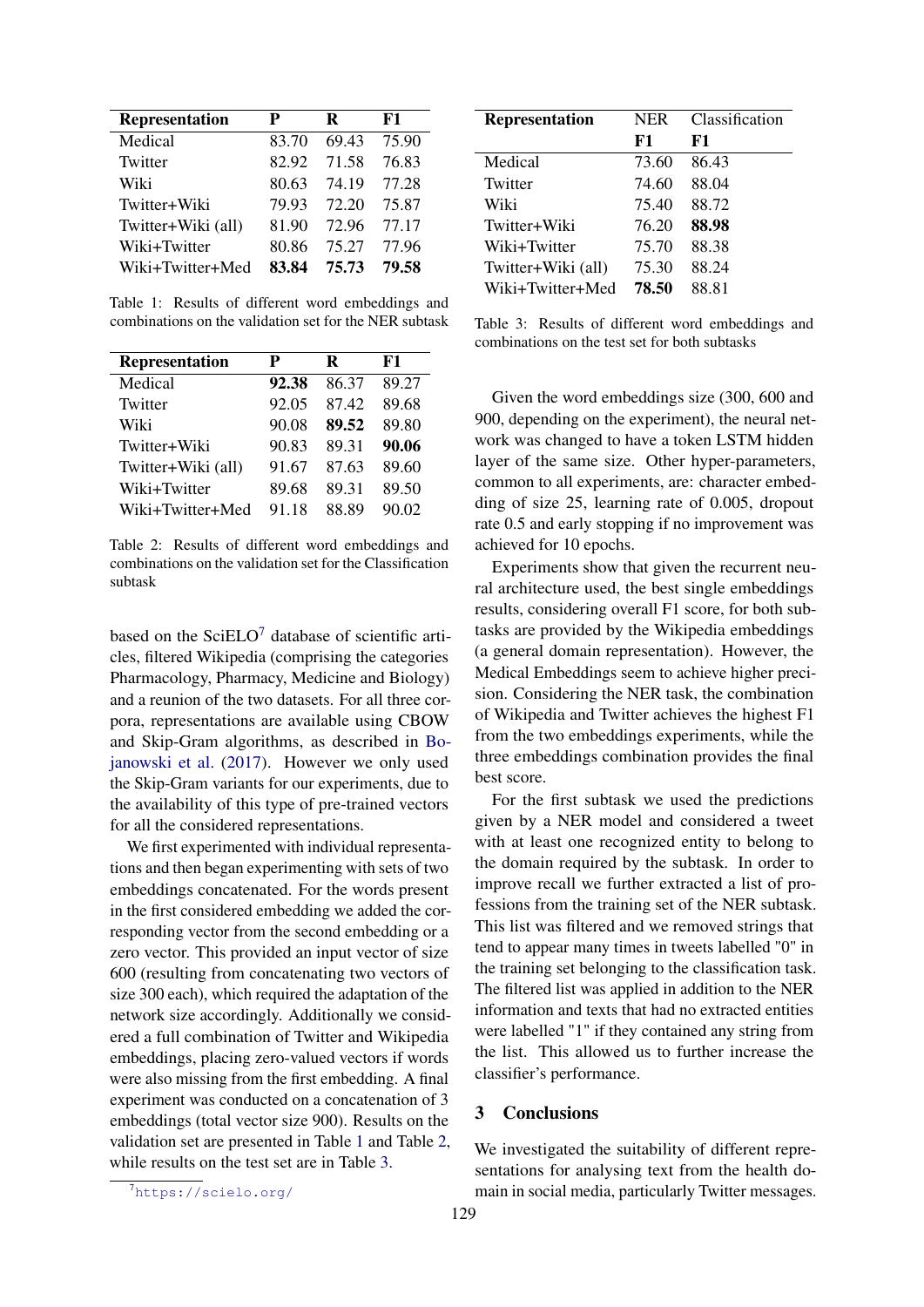| **Representation** | **P** | **R** | **F1** |
|---|---|---|---|
| Medical | 83.70 | 69.43 | 75.90 |
| Twitter | 82.92 | 71.58 | 76.83 |
| Wiki | 80.63 | 74.19 | 77.28 |
| Twitter+Wiki | 79.93 | 72.20 | 75.87 |
| Twitter+Wiki (all) | 81.90 | 72.96 | 77.17 |
| Wiki+Twitter | 80.86 | 75.27 | 77.96 |
| Wiki+Twitter+Med | **83.84** | **75.73** | **79.58** |

Table 1: Results of different word embeddings and combinations on the validation set for the NER subtask

| **Representation** | **P** | **R** | **F1** |
|---|---|---|---|
| Medical | **92.38** | 86.37 | 89.27 |
| Twitter | 92.05 | 87.42 | 89.68 |
| Wiki | 90.08 | **89.52** | 89.80 |
| Twitter+Wiki | 90.83 | 89.31 | **90.06** |
| Twitter+Wiki (all) | 91.67 | 87.63 | 89.60 |
| Wiki+Twitter | 89.68 | 89.31 | 89.50 |
| Wiki+Twitter+Med | 91.18 | 88.89 | 90.02 |

Table 2: Results of different word embeddings and combinations on the validation set for the Classification subtask

based on the SciELO[7] database of scientific articles, filtered Wikipedia (comprising the categories Pharmacology, Pharmacy, Medicine and Biology) and a reunion of the two datasets. For all three corpora, representations are available using CBOW and Skip-Gram algorithms, as described in Bojanowski et al. (2017). However we only used the Skip-Gram variants for our experiments, due to the availability of this type of pre-trained vectors for all the considered representations.

We first experimented with individual representations and then began experimenting with sets of two embeddings concatenated. For the words present in the first considered embedding we added the corresponding vector from the second embedding or a zero vector. This provided an input vector of size 600 (resulting from concatenating two vectors of size 300 each), which required the adaptation of the network size accordingly. Additionally we considered a full combination of Twitter and Wikipedia embeddings, placing zero-valued vectors if words were also missing from the first embedding. A final experiment was conducted on a concatenation of 3 embeddings (total vector size 900). Results on the validation set are presented in Table 1 and Table 2, while results on the test set are in Table 3.

[7] https://scielo.org/

| **Representation** | NER **F1** | Classification **F1** |
|---|---|---|
| Medical | 73.60 | 86.43 |
| Twitter | 74.60 | 88.04 |
| Wiki | 75.40 | 88.72 |
| Twitter+Wiki | 76.20 | **88.98** |
| Wiki+Twitter | 75.70 | 88.38 |
| Twitter+Wiki (all) | 75.30 | 88.24 |
| Wiki+Twitter+Med | **78.50** | 88.81 |

Table 3: Results of different word embeddings and combinations on the test set for both subtasks

Given the word embeddings size (300, 600 and 900, depending on the experiment), the neural network was changed to have a token LSTM hidden layer of the same size. Other hyper-parameters, common to all experiments, are: character embedding of size 25, learning rate of 0.005, dropout rate 0.5 and early stopping if no improvement was achieved for 10 epochs.

Experiments show that given the recurrent neural architecture used, the best single embeddings results, considering overall F1 score, for both subtasks are provided by the Wikipedia embeddings (a general domain representation). However, the Medical Embeddings seem to achieve higher precision. Considering the NER task, the combination of Wikipedia and Twitter achieves the highest F1 from the two embeddings experiments, while the three embeddings combination provides the final best score.

For the first subtask we used the predictions given by a NER model and considered a tweet with at least one recognized entity to belong to the domain required by the subtask. In order to improve recall we further extracted a list of professions from the training set of the NER subtask. This list was filtered and we removed strings that tend to appear many times in tweets labelled "0" in the training set belonging to the classification task. The filtered list was applied in addition to the NER information and texts that had no extracted entities were labelled "1" if they contained any string from the list. This allowed us to further increase the classifier's performance.

## 3 Conclusions

We investigated the suitability of different representations for analysing text from the health domain in social media, particularly Twitter messages.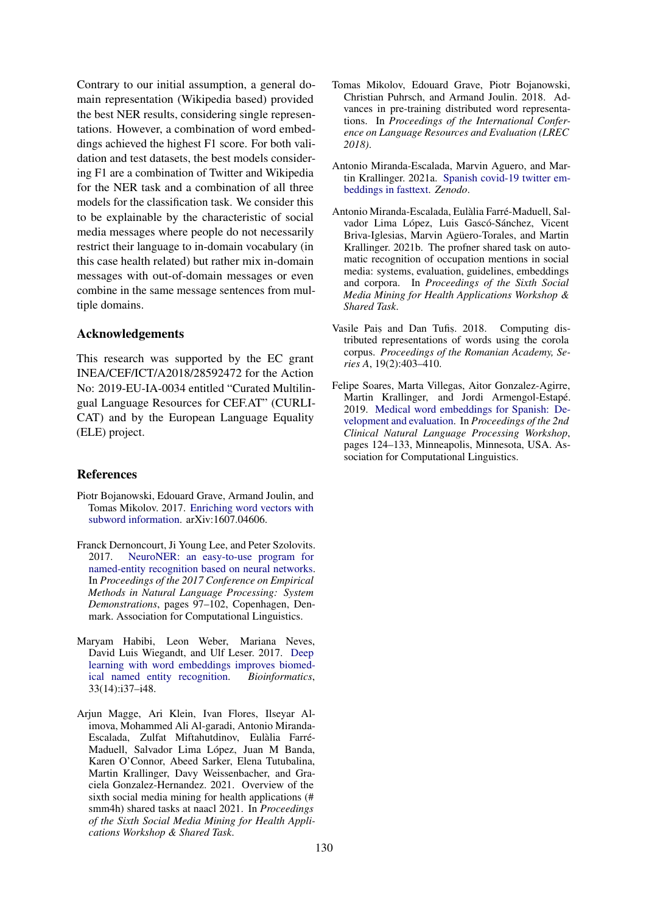Contrary to our initial assumption, a general domain representation (Wikipedia based) provided the best NER results, considering single representations. However, a combination of word embeddings achieved the highest F1 score. For both validation and test datasets, the best models considering F1 are a combination of Twitter and Wikipedia for the NER task and a combination of all three models for the classification task. We consider this to be explainable by the characteristic of social media messages where people do not necessarily restrict their language to in-domain vocabulary (in this case health related) but rather mix in-domain messages with out-of-domain messages or even combine in the same message sentences from multiple domains.

## Acknowledgements

This research was supported by the EC grant INEA/CEF/ICT/A2018/28592472 for the Action No: 2019-EU-IA-0034 entitled "Curated Multilingual Language Resources for CEF.AT" (CURLICAT) and by the European Language Equality (ELE) project.

## References

Piotr Bojanowski, Edouard Grave, Armand Joulin, and Tomas Mikolov. 2017. Enriching word vectors with subword information. arXiv:1607.04606.

Franck Dernoncourt, Ji Young Lee, and Peter Szolovits. 2017. NeuroNER: an easy-to-use program for named-entity recognition based on neural networks. In *Proceedings of the 2017 Conference on Empirical Methods in Natural Language Processing: System Demonstrations*, pages 97–102, Copenhagen, Denmark. Association for Computational Linguistics.

Maryam Habibi, Leon Weber, Mariana Neves, David Luis Wiegandt, and Ulf Leser. 2017. Deep learning with word embeddings improves biomedical named entity recognition. *Bioinformatics*, 33(14):i37–i48.

Arjun Magge, Ari Klein, Ivan Flores, Ilseyar Alimova, Mohammed Ali Al-garadi, Antonio Miranda-Escalada, Zulfat Miftahutdinov, Eulàlia Farré-Maduell, Salvador Lima López, Juan M Banda, Karen O'Connor, Abeed Sarker, Elena Tutubalina, Martin Krallinger, Davy Weissenbacher, and Graciela Gonzalez-Hernandez. 2021. Overview of the sixth social media mining for health applications (# smm4h) shared tasks at naacl 2021. In *Proceedings of the Sixth Social Media Mining for Health Applications Workshop & Shared Task*.

Tomas Mikolov, Edouard Grave, Piotr Bojanowski, Christian Puhrsch, and Armand Joulin. 2018. Advances in pre-training distributed word representations. In *Proceedings of the International Conference on Language Resources and Evaluation (LREC 2018)*.

Antonio Miranda-Escalada, Marvin Aguero, and Martin Krallinger. 2021a. Spanish covid-19 twitter embeddings in fasttext. *Zenodo*.

Antonio Miranda-Escalada, Eulàlia Farré-Maduell, Salvador Lima López, Luis Gascó-Sánchez, Vicent Briva-Iglesias, Marvin Agüero-Torales, and Martin Krallinger. 2021b. The profner shared task on automatic recognition of occupation mentions in social media: systems, evaluation, guidelines, embeddings and corpora. In *Proceedings of the Sixth Social Media Mining for Health Applications Workshop & Shared Task*.

Vasile Păiș and Dan Tufiș. 2018. Computing distributed representations of words using the corola corpus. *Proceedings of the Romanian Academy, Series A*, 19(2):403–410.

Felipe Soares, Marta Villegas, Aitor Gonzalez-Agirre, Martin Krallinger, and Jordi Armengol-Estapé. 2019. Medical word embeddings for Spanish: Development and evaluation. In *Proceedings of the 2nd Clinical Natural Language Processing Workshop*, pages 124–133, Minneapolis, Minnesota, USA. Association for Computational Linguistics.